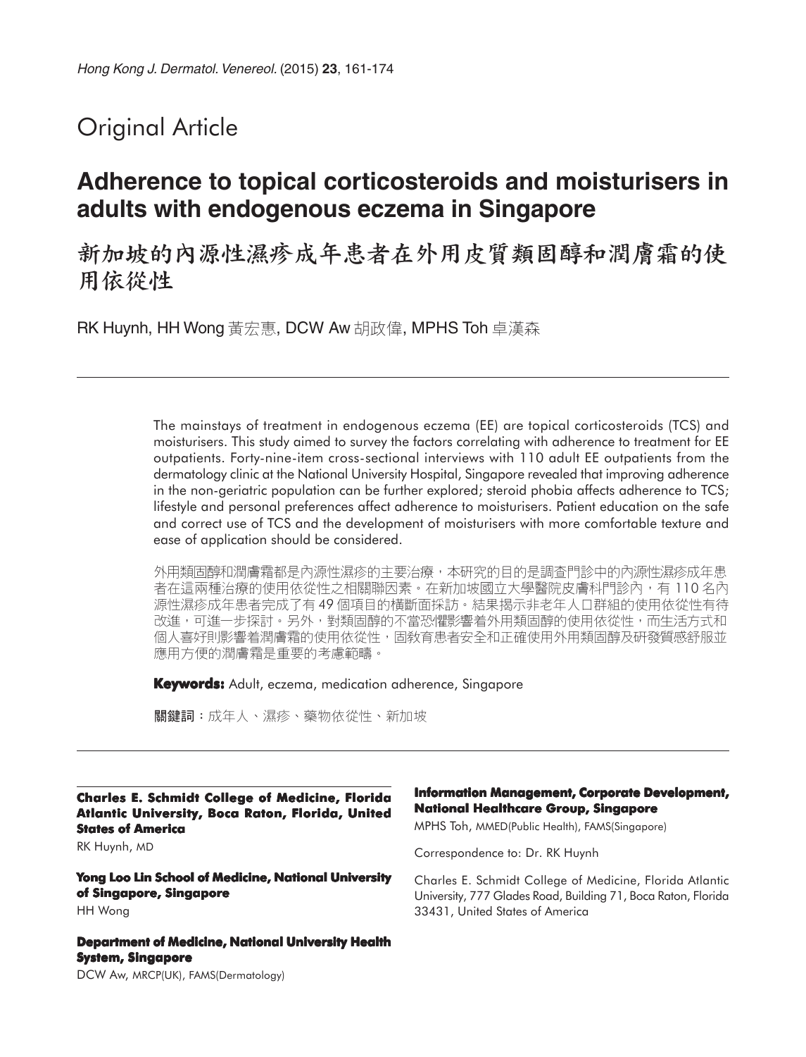# Original Article

## Adherence to topical corticosteroids and moisturisers in adults with endogenous eczema in Singapore

## 新加坡的內源性濕疹成年患者在外用皮質類固醇和潤膚霜的使用依從性

RK Huynh, HH Wong 黃宏惠, DCW Aw 胡政偉, MPHS Toh 卓漢森

---

The mainstays of treatment in endogenous eczema (EE) are topical corticosteroids (TCS) and moisturisers. This study aimed to survey the factors correlating with adherence to treatment for EE outpatients. Forty-nine-item cross-sectional interviews with 110 adult EE outpatients from the dermatology clinic at the National University Hospital, Singapore revealed that improving adherence in the non-geriatric population can be further explored; steroid phobia affects adherence to TCS; lifestyle and personal preferences affect adherence to moisturisers. Patient education on the safe and correct use of TCS and the development of moisturisers with more comfortable texture and ease of application should be considered.

外用類固醇和潤膚霜都是內源性濕疹的主要治療，本研究的目的是調查門診中的內源性濕疹成年患者在這兩種治療的使用依從性之相關聯因素。在新加坡國立大學醫院皮膚科門診內，有 110 名內源性濕疹成年患者完成了有 49 個項目的橫斷面採訪。結果揭示非老年人口群組的使用依從性有待改進，可進一步探討。另外，對類固醇的不當恐懼影響着外用類固醇的使用依從性，而生活方式和個人喜好則影響着潤膚霜的使用依從性，固教育患者安全和正確使用外用類固醇及研發質感舒服並應用方便的潤膚霜是重要的考慮範疇。

**Keywords:** Adult, eczema, medication adherence, Singapore

**關鍵詞**：成年人、濕疹、藥物依從性、新加坡

---

**Charles E. Schmidt College of Medicine, Florida Atlantic University, Boca Raton, Florida, United States of America**

RK Huynh, MD

**Yong Loo Lin School of Medicine, National University of Singapore, Singapore**

HH Wong

**Department of Medicine, National University Health System, Singapore**

DCW Aw, MRCP(UK), FAMS(Dermatology)

**Information Management, Corporate Development, National Healthcare Group, Singapore**

MPHS Toh, MMED(Public Health), FAMS(Singapore)

Correspondence to: Dr. RK Huynh

Charles E. Schmidt College of Medicine, Florida Atlantic University, 777 Glades Road, Building 71, Boca Raton, Florida 33431, United States of America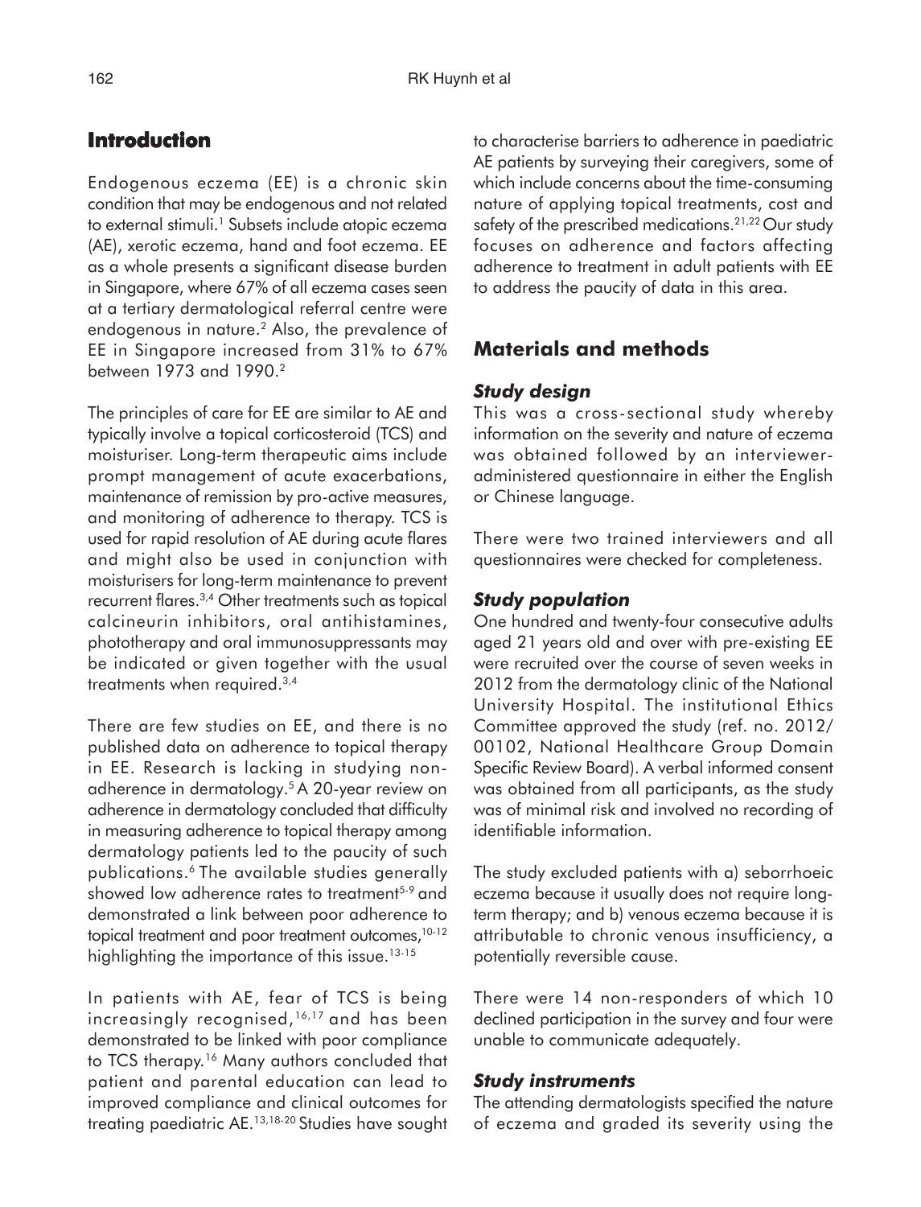## Introduction

Endogenous eczema (EE) is a chronic skin condition that may be endogenous and not related to external stimuli.[1] Subsets include atopic eczema (AE), xerotic eczema, hand and foot eczema. EE as a whole presents a significant disease burden in Singapore, where 67% of all eczema cases seen at a tertiary dermatological referral centre were endogenous in nature.[2] Also, the prevalence of EE in Singapore increased from 31% to 67% between 1973 and 1990.[2]

The principles of care for EE are similar to AE and typically involve a topical corticosteroid (TCS) and moisturiser. Long-term therapeutic aims include prompt management of acute exacerbations, maintenance of remission by pro-active measures, and monitoring of adherence to therapy. TCS is used for rapid resolution of AE during acute flares and might also be used in conjunction with moisturisers for long-term maintenance to prevent recurrent flares.[3,4] Other treatments such as topical calcineurin inhibitors, oral antihistamines, phototherapy and oral immunosuppressants may be indicated or given together with the usual treatments when required.[3,4]

There are few studies on EE, and there is no published data on adherence to topical therapy in EE. Research is lacking in studying non-adherence in dermatology.[5] A 20-year review on adherence in dermatology concluded that difficulty in measuring adherence to topical therapy among dermatology patients led to the paucity of such publications.[6] The available studies generally showed low adherence rates to treatment[5-9] and demonstrated a link between poor adherence to topical treatment and poor treatment outcomes,[10-12] highlighting the importance of this issue.[13-15]

In patients with AE, fear of TCS is being increasingly recognised,[16,17] and has been demonstrated to be linked with poor compliance to TCS therapy.[16] Many authors concluded that patient and parental education can lead to improved compliance and clinical outcomes for treating paediatric AE.[13,18-20] Studies have sought to characterise barriers to adherence in paediatric AE patients by surveying their caregivers, some of which include concerns about the time-consuming nature of applying topical treatments, cost and safety of the prescribed medications.[21,22] Our study focuses on adherence and factors affecting adherence to treatment in adult patients with EE to address the paucity of data in this area.

## Materials and methods

### *Study design*

This was a cross-sectional study whereby information on the severity and nature of eczema was obtained followed by an interviewer-administered questionnaire in either the English or Chinese language.

There were two trained interviewers and all questionnaires were checked for completeness.

### *Study population*

One hundred and twenty-four consecutive adults aged 21 years old and over with pre-existing EE were recruited over the course of seven weeks in 2012 from the dermatology clinic of the National University Hospital. The institutional Ethics Committee approved the study (ref. no. 2012/00102, National Healthcare Group Domain Specific Review Board). A verbal informed consent was obtained from all participants, as the study was of minimal risk and involved no recording of identifiable information.

The study excluded patients with a) seborrhoeic eczema because it usually does not require long-term therapy; and b) venous eczema because it is attributable to chronic venous insufficiency, a potentially reversible cause.

There were 14 non-responders of which 10 declined participation in the survey and four were unable to communicate adequately.

### *Study instruments*

The attending dermatologists specified the nature of eczema and graded its severity using the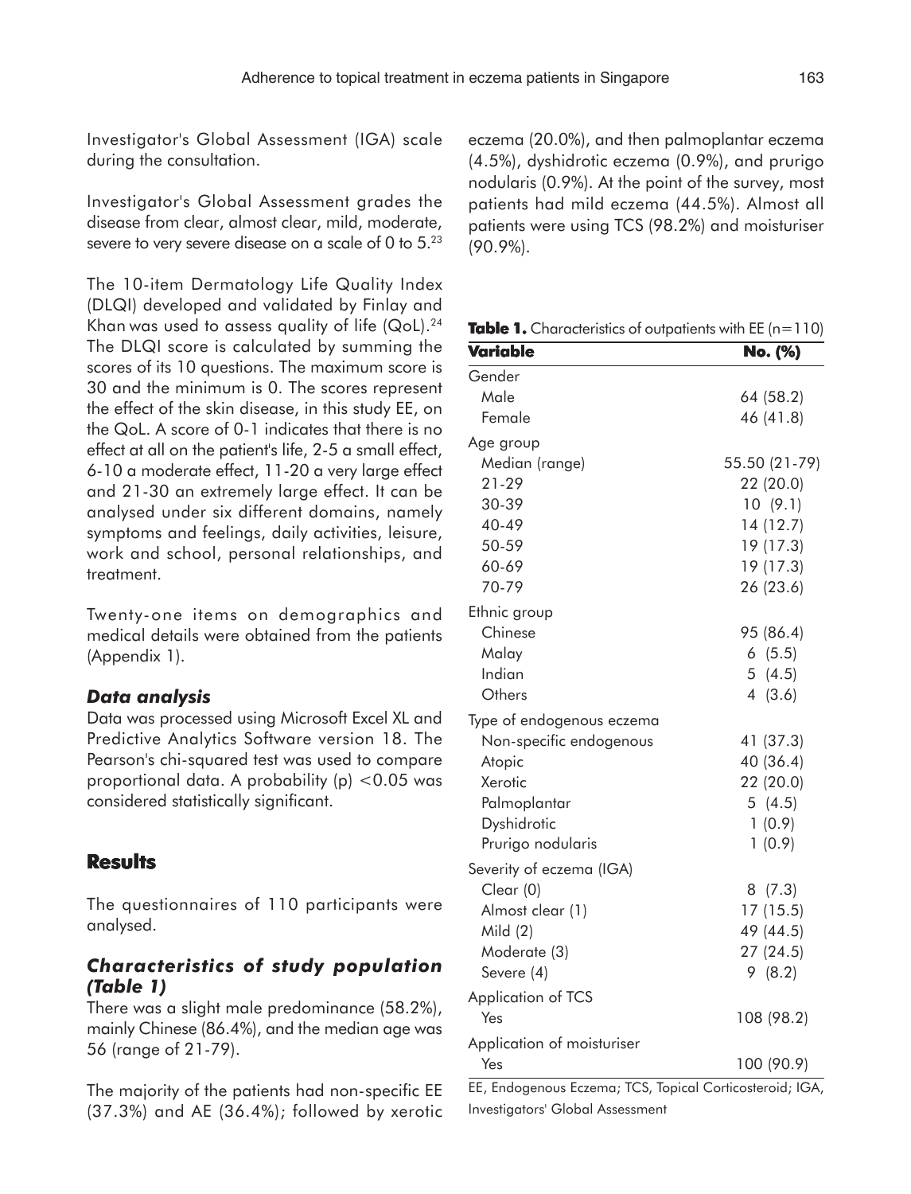Investigator's Global Assessment (IGA) scale during the consultation.

Investigator's Global Assessment grades the disease from clear, almost clear, mild, moderate, severe to very severe disease on a scale of 0 to 5.[23]

The 10-item Dermatology Life Quality Index (DLQI) developed and validated by Finlay and Khan was used to assess quality of life (QoL).[24] The DLQI score is calculated by summing the scores of its 10 questions. The maximum score is 30 and the minimum is 0. The scores represent the effect of the skin disease, in this study EE, on the QoL. A score of 0-1 indicates that there is no effect at all on the patient's life, 2-5 a small effect, 6-10 a moderate effect, 11-20 a very large effect and 21-30 an extremely large effect. It can be analysed under six different domains, namely symptoms and feelings, daily activities, leisure, work and school, personal relationships, and treatment.

Twenty-one items on demographics and medical details were obtained from the patients (Appendix 1).

### *Data analysis*

Data was processed using Microsoft Excel XL and Predictive Analytics Software version 18. The Pearson's chi-squared test was used to compare proportional data. A probability (p) <0.05 was considered statistically significant.

## Results

The questionnaires of 110 participants were analysed.

### *Characteristics of study population (Table 1)*

There was a slight male predominance (58.2%), mainly Chinese (86.4%), and the median age was 56 (range of 21-79).

The majority of the patients had non-specific EE (37.3%) and AE (36.4%); followed by xerotic eczema (20.0%), and then palmoplantar eczema (4.5%), dyshidrotic eczema (0.9%), and prurigo nodularis (0.9%). At the point of the survey, most patients had mild eczema (44.5%). Almost all patients were using TCS (98.2%) and moisturiser (90.9%).

**Table 1.** Characteristics of outpatients with EE (n=110)

| Variable | No. (%) |
|---|---|
| Gender | |
| Male | 64 (58.2) |
| Female | 46 (41.8) |
| Age group | |
| Median (range) | 55.50 (21-79) |
| 21-29 | 22 (20.0) |
| 30-39 | 10 (9.1) |
| 40-49 | 14 (12.7) |
| 50-59 | 19 (17.3) |
| 60-69 | 19 (17.3) |
| 70-79 | 26 (23.6) |
| Ethnic group | |
| Chinese | 95 (86.4) |
| Malay | 6 (5.5) |
| Indian | 5 (4.5) |
| Others | 4 (3.6) |
| Type of endogenous eczema | |
| Non-specific endogenous | 41 (37.3) |
| Atopic | 40 (36.4) |
| Xerotic | 22 (20.0) |
| Palmoplantar | 5 (4.5) |
| Dyshidrotic | 1 (0.9) |
| Prurigo nodularis | 1 (0.9) |
| Severity of eczema (IGA) | |
| Clear (0) | 8 (7.3) |
| Almost clear (1) | 17 (15.5) |
| Mild (2) | 49 (44.5) |
| Moderate (3) | 27 (24.5) |
| Severe (4) | 9 (8.2) |
| Application of TCS | |
| Yes | 108 (98.2) |
| Application of moisturiser | |
| Yes | 100 (90.9) |

EE, Endogenous Eczema; TCS, Topical Corticosteroid; IGA, Investigators' Global Assessment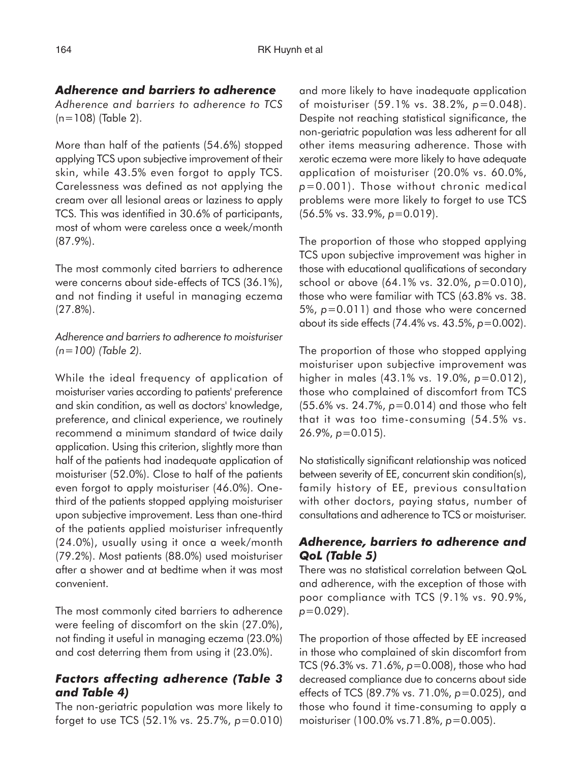### *Adherence and barriers to adherence*

*Adherence and barriers to adherence to TCS* (n=108) (Table 2).

More than half of the patients (54.6%) stopped applying TCS upon subjective improvement of their skin, while 43.5% even forgot to apply TCS. Carelessness was defined as not applying the cream over all lesional areas or laziness to apply TCS. This was identified in 30.6% of participants, most of whom were careless once a week/month (87.9%).

The most commonly cited barriers to adherence were concerns about side-effects of TCS (36.1%), and not finding it useful in managing eczema (27.8%).

*Adherence and barriers to adherence to moisturiser (n=100) (Table 2).*

While the ideal frequency of application of moisturiser varies according to patients' preference and skin condition, as well as doctors' knowledge, preference, and clinical experience, we routinely recommend a minimum standard of twice daily application. Using this criterion, slightly more than half of the patients had inadequate application of moisturiser (52.0%). Close to half of the patients even forgot to apply moisturiser (46.0%). One-third of the patients stopped applying moisturiser upon subjective improvement. Less than one-third of the patients applied moisturiser infrequently (24.0%), usually using it once a week/month (79.2%). Most patients (88.0%) used moisturiser after a shower and at bedtime when it was most convenient.

The most commonly cited barriers to adherence were feeling of discomfort on the skin (27.0%), not finding it useful in managing eczema (23.0%) and cost deterring them from using it (23.0%).

### *Factors affecting adherence (Table 3 and Table 4)*

The non-geriatric population was more likely to forget to use TCS (52.1% vs. 25.7%, $p=0.010$) and more likely to have inadequate application of moisturiser (59.1% vs. 38.2%, $p=0.048$). Despite not reaching statistical significance, the non-geriatric population was less adherent for all other items measuring adherence. Those with xerotic eczema were more likely to have adequate application of moisturiser (20.0% vs. 60.0%, $p=0.001$). Those without chronic medical problems were more likely to forget to use TCS (56.5% vs. 33.9%, $p=0.019$).

The proportion of those who stopped applying TCS upon subjective improvement was higher in those with educational qualifications of secondary school or above (64.1% vs. 32.0%, $p=0.010$), those who were familiar with TCS (63.8% vs. 38.5%, $p=0.011$) and those who were concerned about its side effects (74.4% vs. 43.5%, $p=0.002$).

The proportion of those who stopped applying moisturiser upon subjective improvement was higher in males (43.1% vs. 19.0%, $p=0.012$), those who complained of discomfort from TCS (55.6% vs. 24.7%, $p=0.014$) and those who felt that it was too time-consuming (54.5% vs. 26.9%, $p=0.015$).

No statistically significant relationship was noticed between severity of EE, concurrent skin condition(s), family history of EE, previous consultation with other doctors, paying status, number of consultations and adherence to TCS or moisturiser.

### *Adherence, barriers to adherence and QoL (Table 5)*

There was no statistical correlation between QoL and adherence, with the exception of those with poor compliance with TCS (9.1% vs. 90.9%, $p=0.029$).

The proportion of those affected by EE increased in those who complained of skin discomfort from TCS (96.3% vs. 71.6%, $p=0.008$), those who had decreased compliance due to concerns about side effects of TCS (89.7% vs. 71.0%, $p=0.025$), and those who found it time-consuming to apply a moisturiser (100.0% vs.71.8%, $p=0.005$).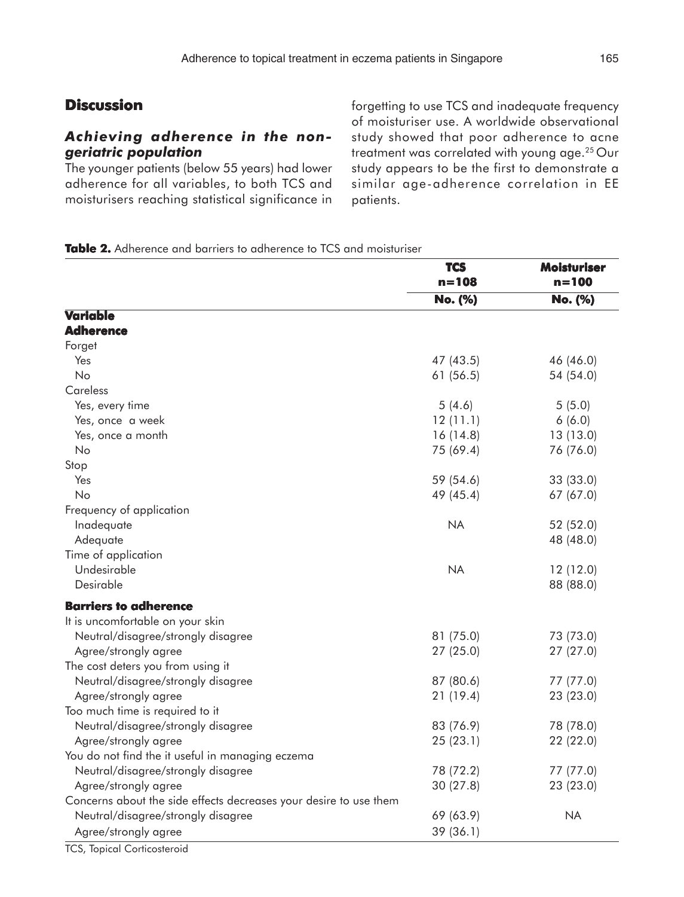## Discussion

### *Achieving adherence in the non-geriatric population*

The younger patients (below 55 years) had lower adherence for all variables, to both TCS and moisturisers reaching statistical significance in forgetting to use TCS and inadequate frequency of moisturiser use. A worldwide observational study showed that poor adherence to acne treatment was correlated with young age.[25] Our study appears to be the first to demonstrate a similar age-adherence correlation in EE patients.

**Table 2.** Adherence and barriers to adherence to TCS and moisturiser

| | TCS n=108 | Moisturiser n=100 |
|---|---|---|
| | No. (%) | No. (%) |
| **Variable** | | |
| **Adherence** | | |
| Forget | | |
| Yes | 47 (43.5) | 46 (46.0) |
| No | 61 (56.5) | 54 (54.0) |
| Careless | | |
| Yes, every time | 5 (4.6) | 5 (5.0) |
| Yes, once a week | 12 (11.1) | 6 (6.0) |
| Yes, once a month | 16 (14.8) | 13 (13.0) |
| No | 75 (69.4) | 76 (76.0) |
| Stop | | |
| Yes | 59 (54.6) | 33 (33.0) |
| No | 49 (45.4) | 67 (67.0) |
| Frequency of application | | |
| Inadequate | NA | 52 (52.0) |
| Adequate | | 48 (48.0) |
| Time of application | | |
| Undesirable | NA | 12 (12.0) |
| Desirable | | 88 (88.0) |
| **Barriers to adherence** | | |
| It is uncomfortable on your skin | | |
| Neutral/disagree/strongly disagree | 81 (75.0) | 73 (73.0) |
| Agree/strongly agree | 27 (25.0) | 27 (27.0) |
| The cost deters you from using it | | |
| Neutral/disagree/strongly disagree | 87 (80.6) | 77 (77.0) |
| Agree/strongly agree | 21 (19.4) | 23 (23.0) |
| Too much time is required to it | | |
| Neutral/disagree/strongly disagree | 83 (76.9) | 78 (78.0) |
| Agree/strongly agree | 25 (23.1) | 22 (22.0) |
| You do not find the it useful in managing eczema | | |
| Neutral/disagree/strongly disagree | 78 (72.2) | 77 (77.0) |
| Agree/strongly agree | 30 (27.8) | 23 (23.0) |
| Concerns about the side effects decreases your desire to use them | | |
| Neutral/disagree/strongly disagree | 69 (63.9) | NA |
| Agree/strongly agree | 39 (36.1) | |

TCS, Topical Corticosteroid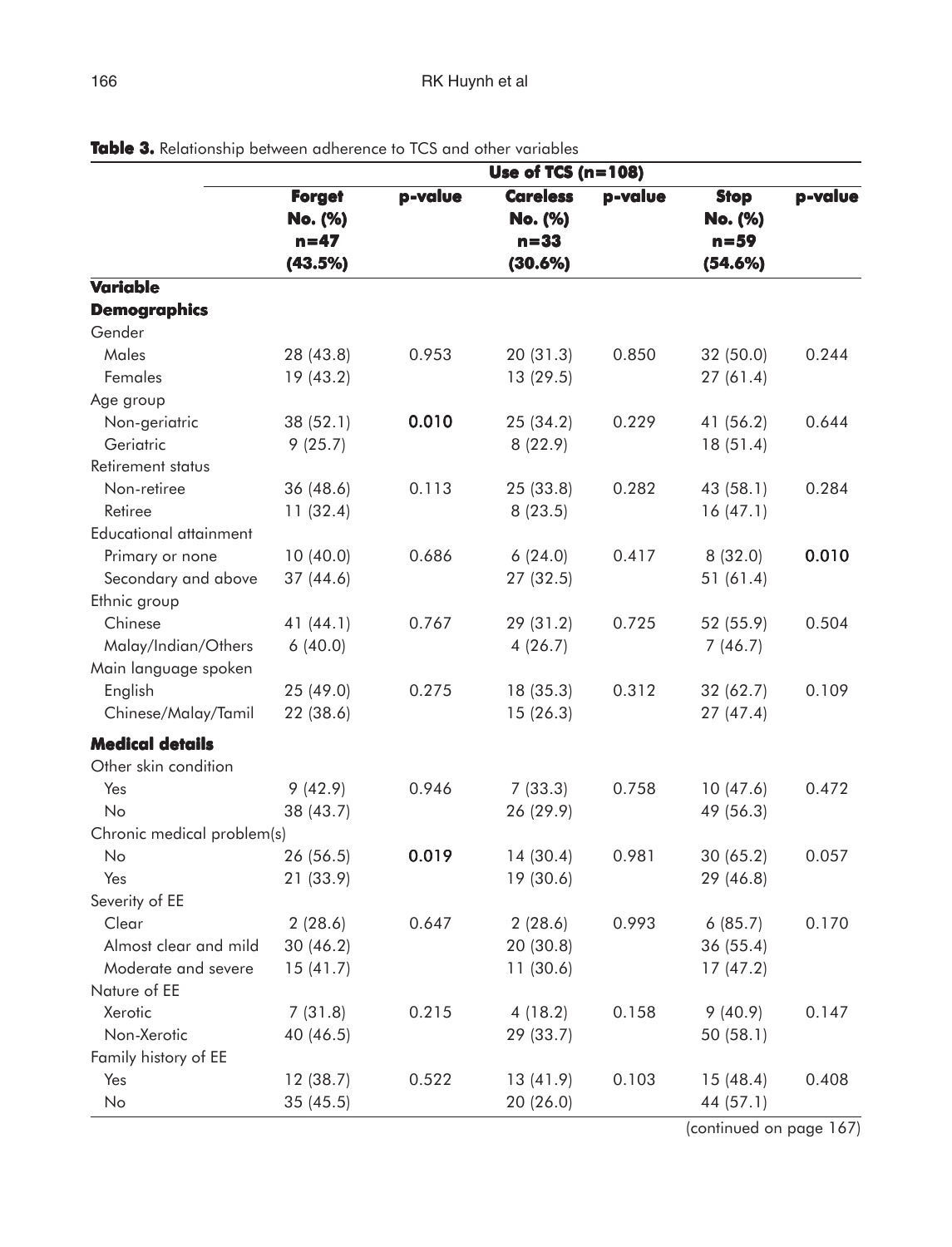**Table 3.** Relationship between adherence to TCS and other variables

| | Use of TCS (n=108) | | | | | |
|---|---|---|---|---|---|---|
| | **Forget No. (%) n=47 (43.5%)** | **p-value** | **Careless No. (%) n=33 (30.6%)** | **p-value** | **Stop No. (%) n=59 (54.6%)** | **p-value** |
| **Variable** | | | | | | |
| **Demographics** | | | | | | |
| Gender | | | | | | |
| Males | 28 (43.8) | 0.953 | 20 (31.3) | 0.850 | 32 (50.0) | 0.244 |
| Females | 19 (43.2) | | 13 (29.5) | | 27 (61.4) | |
| Age group | | | | | | |
| Non-geriatric | 38 (52.1) | **0.010** | 25 (34.2) | 0.229 | 41 (56.2) | 0.644 |
| Geriatric | 9 (25.7) | | 8 (22.9) | | 18 (51.4) | |
| Retirement status | | | | | | |
| Non-retiree | 36 (48.6) | 0.113 | 25 (33.8) | 0.282 | 43 (58.1) | 0.284 |
| Retiree | 11 (32.4) | | 8 (23.5) | | 16 (47.1) | |
| Educational attainment | | | | | | |
| Primary or none | 10 (40.0) | 0.686 | 6 (24.0) | 0.417 | 8 (32.0) | **0.010** |
| Secondary and above | 37 (44.6) | | 27 (32.5) | | 51 (61.4) | |
| Ethnic group | | | | | | |
| Chinese | 41 (44.1) | 0.767 | 29 (31.2) | 0.725 | 52 (55.9) | 0.504 |
| Malay/Indian/Others | 6 (40.0) | | 4 (26.7) | | 7 (46.7) | |
| Main language spoken | | | | | | |
| English | 25 (49.0) | 0.275 | 18 (35.3) | 0.312 | 32 (62.7) | 0.109 |
| Chinese/Malay/Tamil | 22 (38.6) | | 15 (26.3) | | 27 (47.4) | |
| **Medical details** | | | | | | |
| Other skin condition | | | | | | |
| Yes | 9 (42.9) | 0.946 | 7 (33.3) | 0.758 | 10 (47.6) | 0.472 |
| No | 38 (43.7) | | 26 (29.9) | | 49 (56.3) | |
| Chronic medical problem(s) | | | | | | |
| No | 26 (56.5) | **0.019** | 14 (30.4) | 0.981 | 30 (65.2) | 0.057 |
| Yes | 21 (33.9) | | 19 (30.6) | | 29 (46.8) | |
| Severity of EE | | | | | | |
| Clear | 2 (28.6) | 0.647 | 2 (28.6) | 0.993 | 6 (85.7) | 0.170 |
| Almost clear and mild | 30 (46.2) | | 20 (30.8) | | 36 (55.4) | |
| Moderate and severe | 15 (41.7) | | 11 (30.6) | | 17 (47.2) | |
| Nature of EE | | | | | | |
| Xerotic | 7 (31.8) | 0.215 | 4 (18.2) | 0.158 | 9 (40.9) | 0.147 |
| Non-Xerotic | 40 (46.5) | | 29 (33.7) | | 50 (58.1) | |
| Family history of EE | | | | | | |
| Yes | 12 (38.7) | 0.522 | 13 (41.9) | 0.103 | 15 (48.4) | 0.408 |
| No | 35 (45.5) | | 20 (26.0) | | 44 (57.1) | |

(continued on page 167)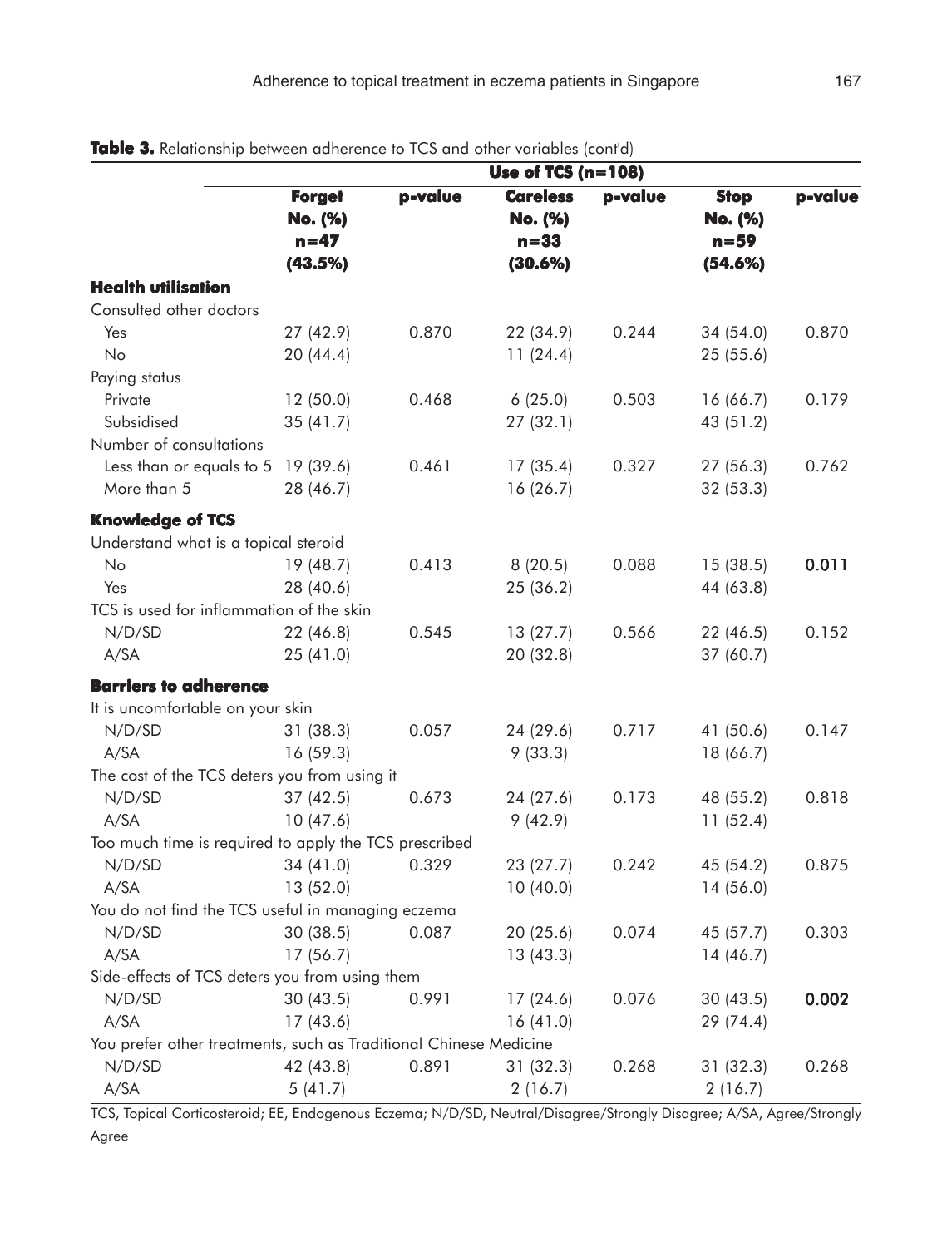**Table 3.** Relationship between adherence to TCS and other variables (cont'd)

| | Use of TCS (n=108) | | | | | |
|---|---|---|---|---|---|---|
| | **Forget No. (%) n=47 (43.5%)** | **p-value** | **Careless No. (%) n=33 (30.6%)** | **p-value** | **Stop No. (%) n=59 (54.6%)** | **p-value** |
| **Health utilisation** | | | | | | |
| Consulted other doctors | | | | | | |
| Yes | 27 (42.9) | 0.870 | 22 (34.9) | 0.244 | 34 (54.0) | 0.870 |
| No | 20 (44.4) | | 11 (24.4) | | 25 (55.6) | |
| Paying status | | | | | | |
| Private | 12 (50.0) | 0.468 | 6 (25.0) | 0.503 | 16 (66.7) | 0.179 |
| Subsidised | 35 (41.7) | | 27 (32.1) | | 43 (51.2) | |
| Number of consultations | | | | | | |
| Less than or equals to 5 | 19 (39.6) | 0.461 | 17 (35.4) | 0.327 | 27 (56.3) | 0.762 |
| More than 5 | 28 (46.7) | | 16 (26.7) | | 32 (53.3) | |
| **Knowledge of TCS** | | | | | | |
| Understand what is a topical steroid | | | | | | |
| No | 19 (48.7) | 0.413 | 8 (20.5) | 0.088 | 15 (38.5) | **0.011** |
| Yes | 28 (40.6) | | 25 (36.2) | | 44 (63.8) | |
| TCS is used for inflammation of the skin | | | | | | |
| N/D/SD | 22 (46.8) | 0.545 | 13 (27.7) | 0.566 | 22 (46.5) | 0.152 |
| A/SA | 25 (41.0) | | 20 (32.8) | | 37 (60.7) | |
| **Barriers to adherence** | | | | | | |
| It is uncomfortable on your skin | | | | | | |
| N/D/SD | 31 (38.3) | 0.057 | 24 (29.6) | 0.717 | 41 (50.6) | 0.147 |
| A/SA | 16 (59.3) | | 9 (33.3) | | 18 (66.7) | |
| The cost of the TCS deters you from using it | | | | | | |
| N/D/SD | 37 (42.5) | 0.673 | 24 (27.6) | 0.173 | 48 (55.2) | 0.818 |
| A/SA | 10 (47.6) | | 9 (42.9) | | 11 (52.4) | |
| Too much time is required to apply the TCS prescribed | | | | | | |
| N/D/SD | 34 (41.0) | 0.329 | 23 (27.7) | 0.242 | 45 (54.2) | 0.875 |
| A/SA | 13 (52.0) | | 10 (40.0) | | 14 (56.0) | |
| You do not find the TCS useful in managing eczema | | | | | | |
| N/D/SD | 30 (38.5) | 0.087 | 20 (25.6) | 0.074 | 45 (57.7) | 0.303 |
| A/SA | 17 (56.7) | | 13 (43.3) | | 14 (46.7) | |
| Side-effects of TCS deters you from using them | | | | | | |
| N/D/SD | 30 (43.5) | 0.991 | 17 (24.6) | 0.076 | 30 (43.5) | **0.002** |
| A/SA | 17 (43.6) | | 16 (41.0) | | 29 (74.4) | |
| You prefer other treatments, such as Traditional Chinese Medicine | | | | | | |
| N/D/SD | 42 (43.8) | 0.891 | 31 (32.3) | 0.268 | 31 (32.3) | 0.268 |
| A/SA | 5 (41.7) | | 2 (16.7) | | 2 (16.7) | |

TCS, Topical Corticosteroid; EE, Endogenous Eczema; N/D/SD, Neutral/Disagree/Strongly Disagree; A/SA, Agree/Strongly Agree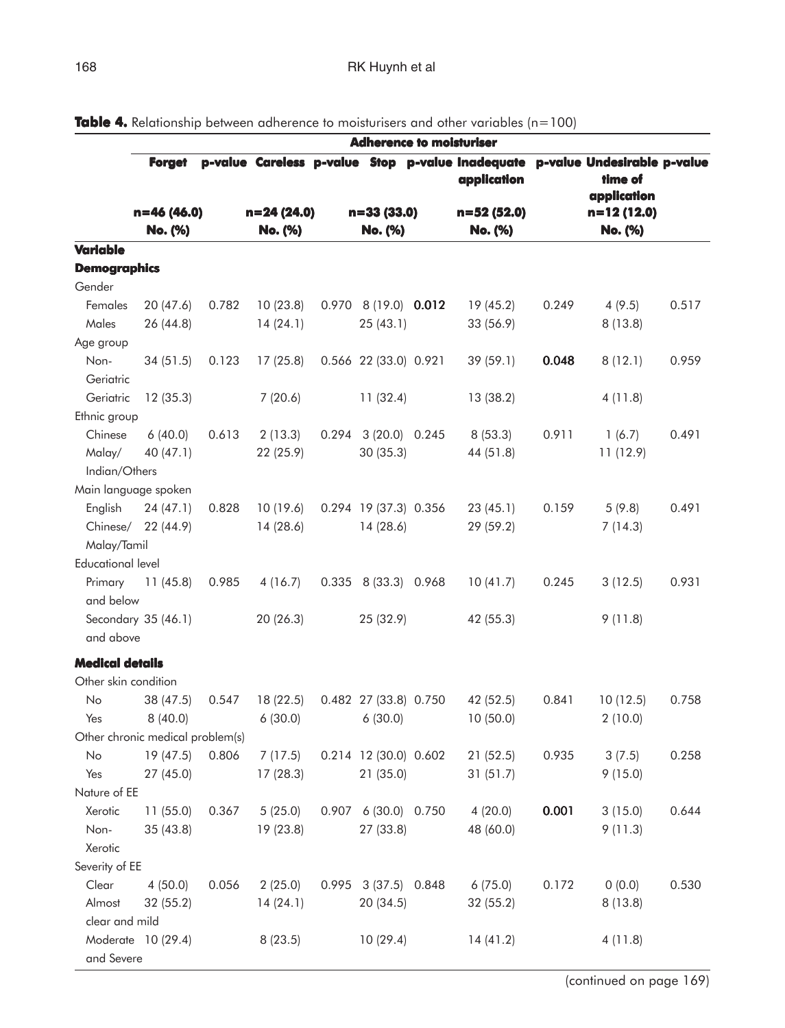**Table 4.** Relationship between adherence to moisturisers and other variables (n=100)

| | Adherence to moisturiser | | | | | | | | | |
|---|---|---|---|---|---|---|---|---|---|---|
| | Forget | p-value | Careless | p-value | Stop | p-value | Inadequate application | p-value | Undesirable time of application | p-value |
| | n=46 (46.0) No. (%) | | n=24 (24.0) No. (%) | | n=33 (33.0) No. (%) | | n=52 (52.0) No. (%) | | n=12 (12.0) No. (%) | |
| **Variable** | | | | | | | | | | |
| **Demographics** | | | | | | | | | | |
| Gender | | | | | | | | | | |
| Females | 20 (47.6) | 0.782 | 10 (23.8) | 0.970 | 8 (19.0) | **0.012** | 19 (45.2) | 0.249 | 4 (9.5) | 0.517 |
| Males | 26 (44.8) | | 14 (24.1) | | 25 (43.1) | | 33 (56.9) | | 8 (13.8) | |
| Age group | | | | | | | | | | |
| Non-Geriatric | 34 (51.5) | 0.123 | 17 (25.8) | 0.566 | 22 (33.0) | 0.921 | 39 (59.1) | **0.048** | 8 (12.1) | 0.959 |
| Geriatric | 12 (35.3) | | 7 (20.6) | | 11 (32.4) | | 13 (38.2) | | 4 (11.8) | |
| Ethnic group | | | | | | | | | | |
| Chinese | 6 (40.0) | 0.613 | 2 (13.3) | 0.294 | 3 (20.0) | 0.245 | 8 (53.3) | 0.911 | 1 (6.7) | 0.491 |
| Malay/ Indian/Others | 40 (47.1) | | 22 (25.9) | | 30 (35.3) | | 44 (51.8) | | 11 (12.9) | |
| Main language spoken | | | | | | | | | | |
| English | 24 (47.1) | 0.828 | 10 (19.6) | 0.294 | 19 (37.3) | 0.356 | 23 (45.1) | 0.159 | 5 (9.8) | 0.491 |
| Chinese/ Malay/Tamil | 22 (44.9) | | 14 (28.6) | | 14 (28.6) | | 29 (59.2) | | 7 (14.3) | |
| Educational level | | | | | | | | | | |
| Primary and below | 11 (45.8) | 0.985 | 4 (16.7) | 0.335 | 8 (33.3) | 0.968 | 10 (41.7) | 0.245 | 3 (12.5) | 0.931 |
| Secondary and above | 35 (46.1) | | 20 (26.3) | | 25 (32.9) | | 42 (55.3) | | 9 (11.8) | |
| **Medical details** | | | | | | | | | | |
| Other skin condition | | | | | | | | | | |
| No | 38 (47.5) | 0.547 | 18 (22.5) | 0.482 | 27 (33.8) | 0.750 | 42 (52.5) | 0.841 | 10 (12.5) | 0.758 |
| Yes | 8 (40.0) | | 6 (30.0) | | 6 (30.0) | | 10 (50.0) | | 2 (10.0) | |
| Other chronic medical problem(s) | | | | | | | | | | |
| No | 19 (47.5) | 0.806 | 7 (17.5) | 0.214 | 12 (30.0) | 0.602 | 21 (52.5) | 0.935 | 3 (7.5) | 0.258 |
| Yes | 27 (45.0) | | 17 (28.3) | | 21 (35.0) | | 31 (51.7) | | 9 (15.0) | |
| Nature of EE | | | | | | | | | | |
| Xerotic | 11 (55.0) | 0.367 | 5 (25.0) | 0.907 | 6 (30.0) | 0.750 | 4 (20.0) | **0.001** | 3 (15.0) | 0.644 |
| Non-Xerotic | 35 (43.8) | | 19 (23.8) | | 27 (33.8) | | 48 (60.0) | | 9 (11.3) | |
| Severity of EE | | | | | | | | | | |
| Clear | 4 (50.0) | 0.056 | 2 (25.0) | 0.995 | 3 (37.5) | 0.848 | 6 (75.0) | 0.172 | 0 (0.0) | 0.530 |
| Almost clear and mild | 32 (55.2) | | 14 (24.1) | | 20 (34.5) | | 32 (55.2) | | 8 (13.8) | |
| Moderate and Severe | 10 (29.4) | | 8 (23.5) | | 10 (29.4) | | 14 (41.2) | | 4 (11.8) | |

(continued on page 169)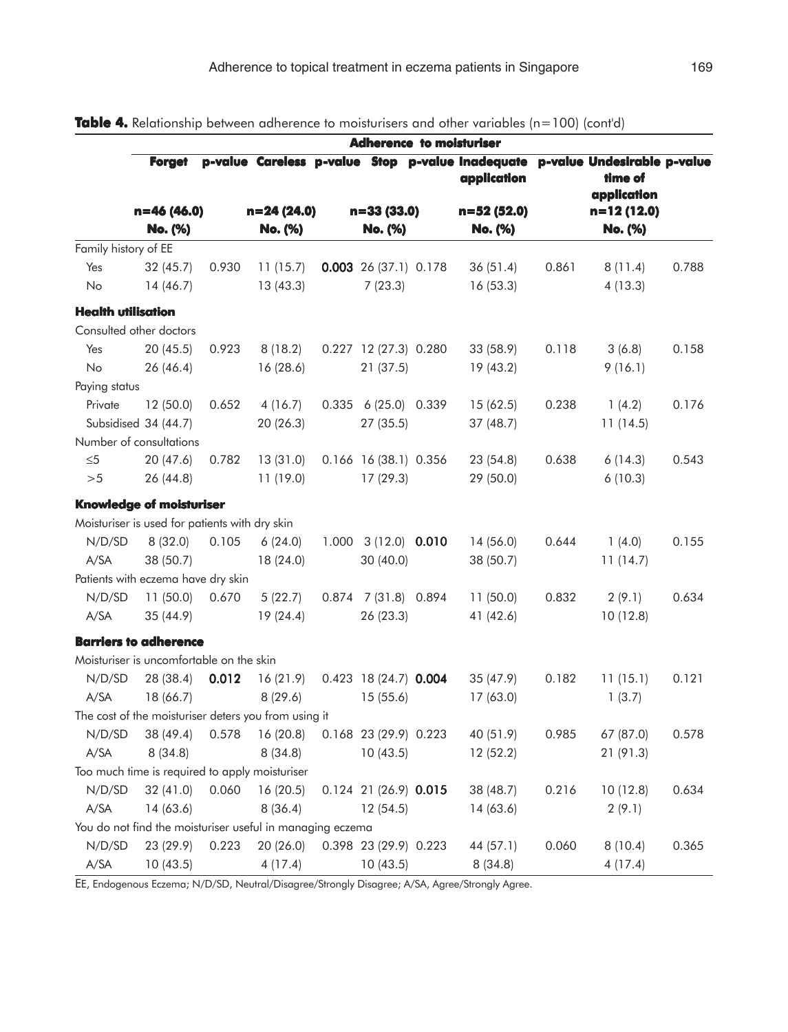**Table 4.** Relationship between adherence to moisturisers and other variables (n=100) (cont'd)

| | Adherence to moisturiser | | | | | | | | | |
|---|---|---|---|---|---|---|---|---|---|---|
| | Forget | p-value | Careless | p-value | Stop | p-value | Inadequate application | p-value | Undesirable time of application | p-value |
| | n=46 (46.0) No. (%) | | n=24 (24.0) No. (%) | | n=33 (33.0) No. (%) | | n=52 (52.0) No. (%) | | n=12 (12.0) No. (%) | |
| Family history of EE | | | | | | | | | | |
| Yes | 32 (45.7) | 0.930 | 11 (15.7) | **0.003** | 26 (37.1) | 0.178 | 36 (51.4) | 0.861 | 8 (11.4) | 0.788 |
| No | 14 (46.7) | | 13 (43.3) | | 7 (23.3) | | 16 (53.3) | | 4 (13.3) | |
| **Health utilisation** | | | | | | | | | | |
| Consulted other doctors | | | | | | | | | | |
| Yes | 20 (45.5) | 0.923 | 8 (18.2) | 0.227 | 12 (27.3) | 0.280 | 33 (58.9) | 0.118 | 3 (6.8) | 0.158 |
| No | 26 (46.4) | | 16 (28.6) | | 21 (37.5) | | 19 (43.2) | | 9 (16.1) | |
| Paying status | | | | | | | | | | |
| Private | 12 (50.0) | 0.652 | 4 (16.7) | 0.335 | 6 (25.0) | 0.339 | 15 (62.5) | 0.238 | 1 (4.2) | 0.176 |
| Subsidised | 34 (44.7) | | 20 (26.3) | | 27 (35.5) | | 37 (48.7) | | 11 (14.5) | |
| Number of consultations | | | | | | | | | | |
| ≤5 | 20 (47.6) | 0.782 | 13 (31.0) | 0.166 | 16 (38.1) | 0.356 | 23 (54.8) | 0.638 | 6 (14.3) | 0.543 |
| >5 | 26 (44.8) | | 11 (19.0) | | 17 (29.3) | | 29 (50.0) | | 6 (10.3) | |
| **Knowledge of moisturiser** | | | | | | | | | | |
| Moisturiser is used for patients with dry skin | | | | | | | | | | |
| N/D/SD | 8 (32.0) | 0.105 | 6 (24.0) | 1.000 | 3 (12.0) | **0.010** | 14 (56.0) | 0.644 | 1 (4.0) | 0.155 |
| A/SA | 38 (50.7) | | 18 (24.0) | | 30 (40.0) | | 38 (50.7) | | 11 (14.7) | |
| Patients with eczema have dry skin | | | | | | | | | | |
| N/D/SD | 11 (50.0) | 0.670 | 5 (22.7) | 0.874 | 7 (31.8) | 0.894 | 11 (50.0) | 0.832 | 2 (9.1) | 0.634 |
| A/SA | 35 (44.9) | | 19 (24.4) | | 26 (23.3) | | 41 (42.6) | | 10 (12.8) | |
| **Barriers to adherence** | | | | | | | | | | |
| Moisturiser is uncomfortable on the skin | | | | | | | | | | |
| N/D/SD | 28 (38.4) | **0.012** | 16 (21.9) | 0.423 | 18 (24.7) | **0.004** | 35 (47.9) | 0.182 | 11 (15.1) | 0.121 |
| A/SA | 18 (66.7) | | 8 (29.6) | | 15 (55.6) | | 17 (63.0) | | 1 (3.7) | |
| The cost of the moisturiser deters you from using it | | | | | | | | | | |
| N/D/SD | 38 (49.4) | 0.578 | 16 (20.8) | 0.168 | 23 (29.9) | 0.223 | 40 (51.9) | 0.985 | 67 (87.0) | 0.578 |
| A/SA | 8 (34.8) | | 8 (34.8) | | 10 (43.5) | | 12 (52.2) | | 21 (91.3) | |
| Too much time is required to apply moisturiser | | | | | | | | | | |
| N/D/SD | 32 (41.0) | 0.060 | 16 (20.5) | 0.124 | 21 (26.9) | **0.015** | 38 (48.7) | 0.216 | 10 (12.8) | 0.634 |
| A/SA | 14 (63.6) | | 8 (36.4) | | 12 (54.5) | | 14 (63.6) | | 2 (9.1) | |
| You do not find the moisturiser useful in managing eczema | | | | | | | | | | |
| N/D/SD | 23 (29.9) | 0.223 | 20 (26.0) | 0.398 | 23 (29.9) | 0.223 | 44 (57.1) | 0.060 | 8 (10.4) | 0.365 |
| A/SA | 10 (43.5) | | 4 (17.4) | | 10 (43.5) | | 8 (34.8) | | 4 (17.4) | |

EE, Endogenous Eczema; N/D/SD, Neutral/Disagree/Strongly Disagree; A/SA, Agree/Strongly Agree.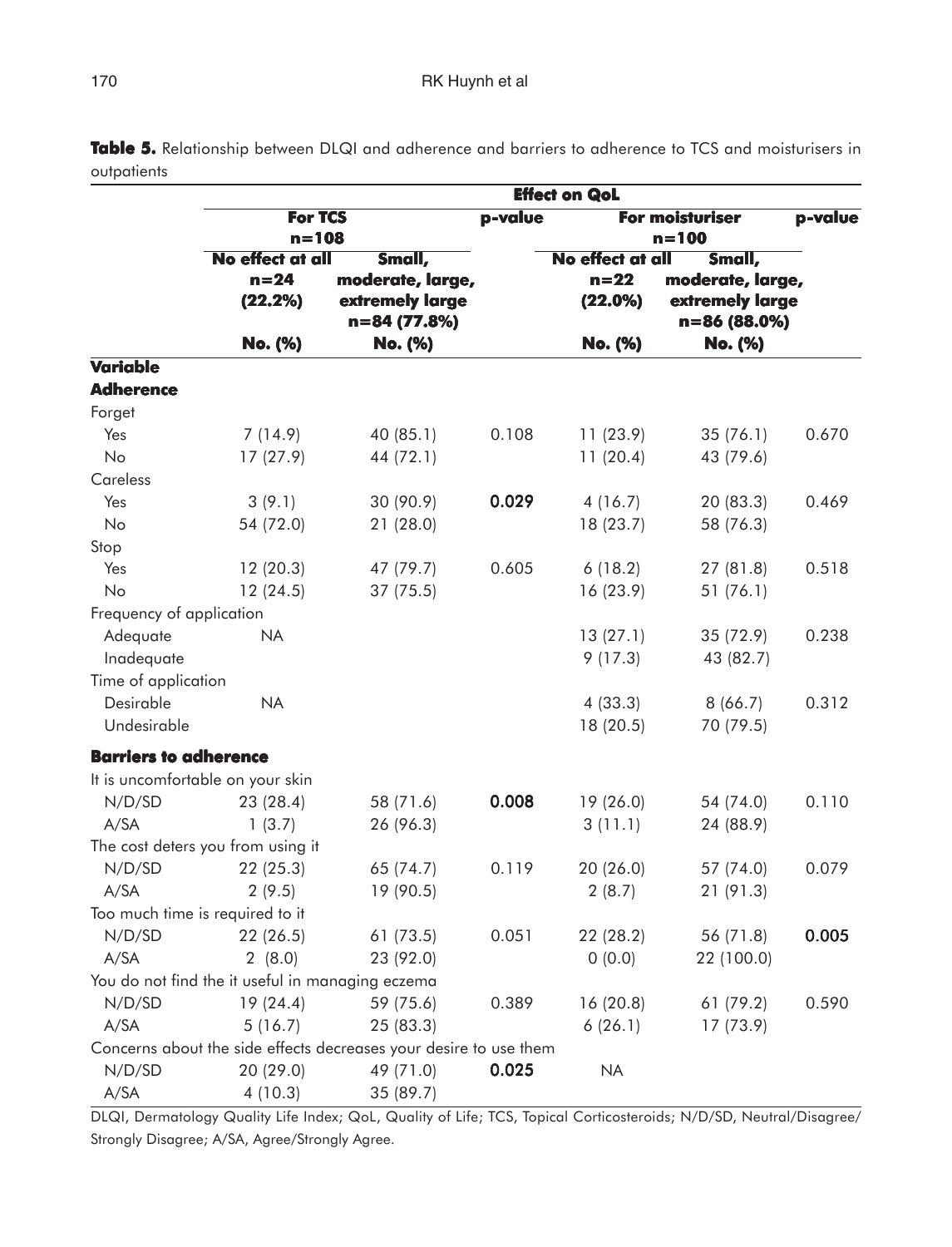**Table 5.** Relationship between DLQI and adherence and barriers to adherence to TCS and moisturisers in outpatients

| | Effect on QoL | | | | | |
|---|---|---|---|---|---|---|
| | For TCS n=108 | | p-value | For moisturiser n=100 | | p-value |
| | No effect at all n=24 (22.2%) | Small, moderate, large, extremely large n=84 (77.8%) | | No effect at all n=22 (22.0%) | Small, moderate, large, extremely large n=86 (88.0%) | |
| | No. (%) | No. (%) | | No. (%) | No. (%) | |
| **Variable** | | | | | | |
| **Adherence** | | | | | | |
| Forget | | | | | | |
| Yes | 7 (14.9) | 40 (85.1) | 0.108 | 11 (23.9) | 35 (76.1) | 0.670 |
| No | 17 (27.9) | 44 (72.1) | | 11 (20.4) | 43 (79.6) | |
| Careless | | | | | | |
| Yes | 3 (9.1) | 30 (90.9) | **0.029** | 4 (16.7) | 20 (83.3) | 0.469 |
| No | 54 (72.0) | 21 (28.0) | | 18 (23.7) | 58 (76.3) | |
| Stop | | | | | | |
| Yes | 12 (20.3) | 47 (79.7) | 0.605 | 6 (18.2) | 27 (81.8) | 0.518 |
| No | 12 (24.5) | 37 (75.5) | | 16 (23.9) | 51 (76.1) | |
| Frequency of application | | | | | | |
| Adequate | NA | | | 13 (27.1) | 35 (72.9) | 0.238 |
| Inadequate | | | | 9 (17.3) | 43 (82.7) | |
| Time of application | | | | | | |
| Desirable | NA | | | 4 (33.3) | 8 (66.7) | 0.312 |
| Undesirable | | | | 18 (20.5) | 70 (79.5) | |
| **Barriers to adherence** | | | | | | |
| It is uncomfortable on your skin | | | | | | |
| N/D/SD | 23 (28.4) | 58 (71.6) | **0.008** | 19 (26.0) | 54 (74.0) | 0.110 |
| A/SA | 1 (3.7) | 26 (96.3) | | 3 (11.1) | 24 (88.9) | |
| The cost deters you from using it | | | | | | |
| N/D/SD | 22 (25.3) | 65 (74.7) | 0.119 | 20 (26.0) | 57 (74.0) | 0.079 |
| A/SA | 2 (9.5) | 19 (90.5) | | 2 (8.7) | 21 (91.3) | |
| Too much time is required to it | | | | | | |
| N/D/SD | 22 (26.5) | 61 (73.5) | 0.051 | 22 (28.2) | 56 (71.8) | **0.005** |
| A/SA | 2 (8.0) | 23 (92.0) | | 0 (0.0) | 22 (100.0) | |
| You do not find the it useful in managing eczema | | | | | | |
| N/D/SD | 19 (24.4) | 59 (75.6) | 0.389 | 16 (20.8) | 61 (79.2) | 0.590 |
| A/SA | 5 (16.7) | 25 (83.3) | | 6 (26.1) | 17 (73.9) | |
| Concerns about the side effects decreases your desire to use them | | | | | | |
| N/D/SD | 20 (29.0) | 49 (71.0) | **0.025** | NA | | |
| A/SA | 4 (10.3) | 35 (89.7) | | | | |

DLQI, Dermatology Quality Life Index; QoL, Quality of Life; TCS, Topical Corticosteroids; N/D/SD, Neutral/Disagree/Strongly Disagree; A/SA, Agree/Strongly Agree.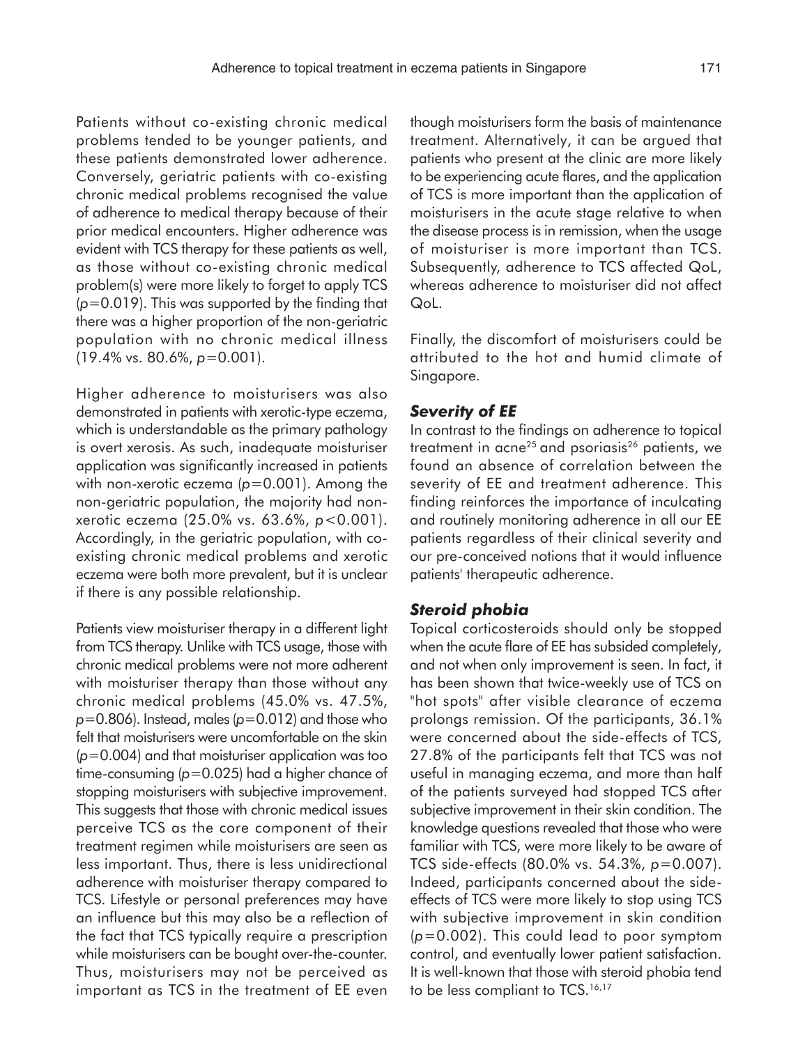Patients without co-existing chronic medical problems tended to be younger patients, and these patients demonstrated lower adherence. Conversely, geriatric patients with co-existing chronic medical problems recognised the value of adherence to medical therapy because of their prior medical encounters. Higher adherence was evident with TCS therapy for these patients as well, as those without co-existing chronic medical problem(s) were more likely to forget to apply TCS ($p=0.019$). This was supported by the finding that there was a higher proportion of the non-geriatric population with no chronic medical illness (19.4% vs. 80.6%, $p=0.001$).

Higher adherence to moisturisers was also demonstrated in patients with xerotic-type eczema, which is understandable as the primary pathology is overt xerosis. As such, inadequate moisturiser application was significantly increased in patients with non-xerotic eczema ($p=0.001$). Among the non-geriatric population, the majority had non-xerotic eczema (25.0% vs. 63.6%, $p<0.001$). Accordingly, in the geriatric population, with co-existing chronic medical problems and xerotic eczema were both more prevalent, but it is unclear if there is any possible relationship.

Patients view moisturiser therapy in a different light from TCS therapy. Unlike with TCS usage, those with chronic medical problems were not more adherent with moisturiser therapy than those without any chronic medical problems (45.0% vs. 47.5%, $p=0.806$). Instead, males ($p=0.012$) and those who felt that moisturisers were uncomfortable on the skin ($p=0.004$) and that moisturiser application was too time-consuming ($p=0.025$) had a higher chance of stopping moisturisers with subjective improvement. This suggests that those with chronic medical issues perceive TCS as the core component of their treatment regimen while moisturisers are seen as less important. Thus, there is less unidirectional adherence with moisturiser therapy compared to TCS. Lifestyle or personal preferences may have an influence but this may also be a reflection of the fact that TCS typically require a prescription while moisturisers can be bought over-the-counter. Thus, moisturisers may not be perceived as important as TCS in the treatment of EE even though moisturisers form the basis of maintenance treatment. Alternatively, it can be argued that patients who present at the clinic are more likely to be experiencing acute flares, and the application of TCS is more important than the application of moisturisers in the acute stage relative to when the disease process is in remission, when the usage of moisturiser is more important than TCS. Subsequently, adherence to TCS affected QoL, whereas adherence to moisturiser did not affect QoL.

Finally, the discomfort of moisturisers could be attributed to the hot and humid climate of Singapore.

### *Severity of EE*

In contrast to the findings on adherence to topical treatment in acne[25] and psoriasis[26] patients, we found an absence of correlation between the severity of EE and treatment adherence. This finding reinforces the importance of inculcating and routinely monitoring adherence in all our EE patients regardless of their clinical severity and our pre-conceived notions that it would influence patients' therapeutic adherence.

### *Steroid phobia*

Topical corticosteroids should only be stopped when the acute flare of EE has subsided completely, and not when only improvement is seen. In fact, it has been shown that twice-weekly use of TCS on "hot spots" after visible clearance of eczema prolongs remission. Of the participants, 36.1% were concerned about the side-effects of TCS, 27.8% of the participants felt that TCS was not useful in managing eczema, and more than half of the patients surveyed had stopped TCS after subjective improvement in their skin condition. The knowledge questions revealed that those who were familiar with TCS, were more likely to be aware of TCS side-effects (80.0% vs. 54.3%, $p=0.007$). Indeed, participants concerned about the side-effects of TCS were more likely to stop using TCS with subjective improvement in skin condition ($p=0.002$). This could lead to poor symptom control, and eventually lower patient satisfaction. It is well-known that those with steroid phobia tend to be less compliant to TCS.[16,17]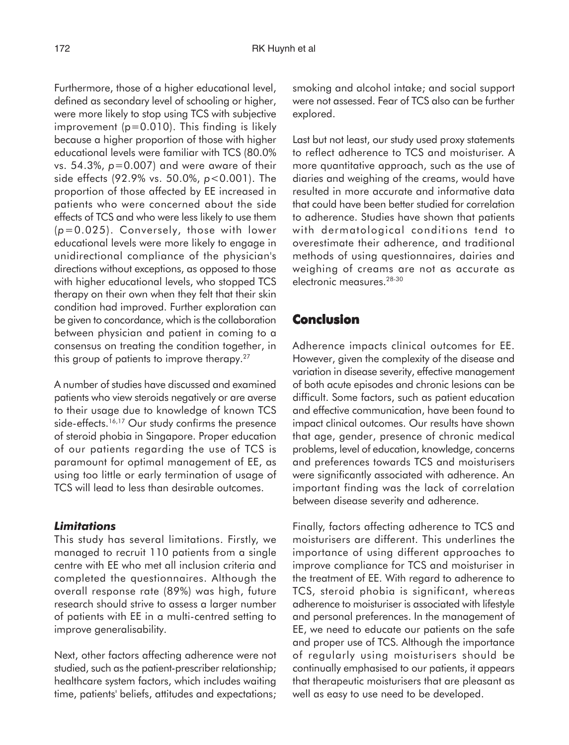Furthermore, those of a higher educational level, defined as secondary level of schooling or higher, were more likely to stop using TCS with subjective improvement ($p=0.010$). This finding is likely because a higher proportion of those with higher educational levels were familiar with TCS (80.0% vs. 54.3%, $p=0.007$) and were aware of their side effects (92.9% vs. 50.0%, $p<0.001$). The proportion of those affected by EE increased in patients who were concerned about the side effects of TCS and who were less likely to use them ($p=0.025$). Conversely, those with lower educational levels were more likely to engage in unidirectional compliance of the physician's directions without exceptions, as opposed to those with higher educational levels, who stopped TCS therapy on their own when they felt that their skin condition had improved. Further exploration can be given to concordance, which is the collaboration between physician and patient in coming to a consensus on treating the condition together, in this group of patients to improve therapy.[27]

A number of studies have discussed and examined patients who view steroids negatively or are averse to their usage due to knowledge of known TCS side-effects.[16,17] Our study confirms the presence of steroid phobia in Singapore. Proper education of our patients regarding the use of TCS is paramount for optimal management of EE, as using too little or early termination of usage of TCS will lead to less than desirable outcomes.

### *Limitations*

This study has several limitations. Firstly, we managed to recruit 110 patients from a single centre with EE who met all inclusion criteria and completed the questionnaires. Although the overall response rate (89%) was high, future research should strive to assess a larger number of patients with EE in a multi-centred setting to improve generalisability.

Next, other factors affecting adherence were not studied, such as the patient-prescriber relationship; healthcare system factors, which includes waiting time, patients' beliefs, attitudes and expectations; smoking and alcohol intake; and social support were not assessed. Fear of TCS also can be further explored.

Last but not least, our study used proxy statements to reflect adherence to TCS and moisturiser. A more quantitative approach, such as the use of diaries and weighing of the creams, would have resulted in more accurate and informative data that could have been better studied for correlation to adherence. Studies have shown that patients with dermatological conditions tend to overestimate their adherence, and traditional methods of using questionnaires, dairies and weighing of creams are not as accurate as electronic measures.[28-30]

## Conclusion

Adherence impacts clinical outcomes for EE. However, given the complexity of the disease and variation in disease severity, effective management of both acute episodes and chronic lesions can be difficult. Some factors, such as patient education and effective communication, have been found to impact clinical outcomes. Our results have shown that age, gender, presence of chronic medical problems, level of education, knowledge, concerns and preferences towards TCS and moisturisers were significantly associated with adherence. An important finding was the lack of correlation between disease severity and adherence.

Finally, factors affecting adherence to TCS and moisturisers are different. This underlines the importance of using different approaches to improve compliance for TCS and moisturiser in the treatment of EE. With regard to adherence to TCS, steroid phobia is significant, whereas adherence to moisturiser is associated with lifestyle and personal preferences. In the management of EE, we need to educate our patients on the safe and proper use of TCS. Although the importance of regularly using moisturisers should be continually emphasised to our patients, it appears that therapeutic moisturisers that are pleasant as well as easy to use need to be developed.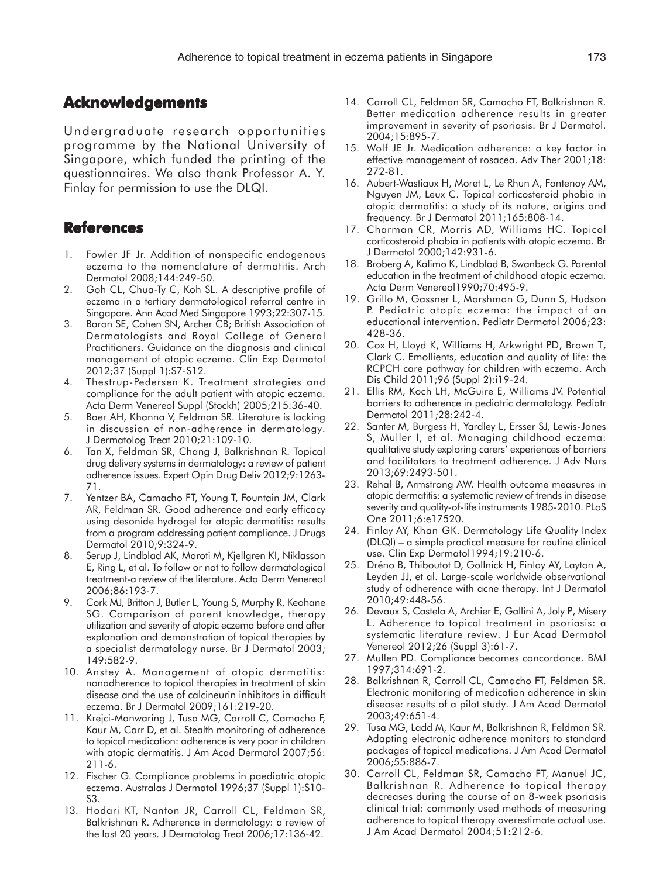## Acknowledgements

Undergraduate research opportunities programme by the National University of Singapore, which funded the printing of the questionnaires. We also thank Professor A. Y. Finlay for permission to use the DLQI.

## References

1. Fowler JF Jr. Addition of nonspecific endogenous eczema to the nomenclature of dermatitis. Arch Dermatol 2008;144:249-50.
2. Goh CL, Chua-Ty C, Koh SL. A descriptive profile of eczema in a tertiary dermatological referral centre in Singapore. Ann Acad Med Singapore 1993;22:307-15.
3. Baron SE, Cohen SN, Archer CB; British Association of Dermatologists and Royal College of General Practitioners. Guidance on the diagnosis and clinical management of atopic eczema. Clin Exp Dermatol 2012;37 (Suppl 1):S7-S12.
4. Thestrup-Pedersen K. Treatment strategies and compliance for the adult patient with atopic eczema. Acta Derm Venereol Suppl (Stockh) 2005;215:36-40.
5. Baer AH, Khanna V, Feldman SR. Literature is lacking in discussion of non-adherence in dermatology. J Dermatolog Treat 2010;21:109-10.
6. Tan X, Feldman SR, Chang J, Balkrishnan R. Topical drug delivery systems in dermatology: a review of patient adherence issues. Expert Opin Drug Deliv 2012;9:1263-71.
7. Yentzer BA, Camacho FT, Young T, Fountain JM, Clark AR, Feldman SR. Good adherence and early efficacy using desonide hydrogel for atopic dermatitis: results from a program addressing patient compliance. J Drugs Dermatol 2010;9:324-9.
8. Serup J, Lindblad AK, Maroti M, Kjellgren KI, Niklasson E, Ring L, et al. To follow or not to follow dermatological treatment-a review of the literature. Acta Derm Venereol 2006;86:193-7.
9. Cork MJ, Britton J, Butler L, Young S, Murphy R, Keohane SG. Comparison of parent knowledge, therapy utilization and severity of atopic eczema before and after explanation and demonstration of topical therapies by a specialist dermatology nurse. Br J Dermatol 2003; 149:582-9.
10. Anstey A. Management of atopic dermatitis: nonadherence to topical therapies in treatment of skin disease and the use of calcineurin inhibitors in difficult eczema. Br J Dermatol 2009;161:219-20.
11. Krejci-Manwaring J, Tusa MG, Carroll C, Camacho F, Kaur M, Carr D, et al. Stealth monitoring of adherence to topical medication: adherence is very poor in children with atopic dermatitis. J Am Acad Dermatol 2007;56: 211-6.
12. Fischer G. Compliance problems in paediatric atopic eczema. Australas J Dermatol 1996;37 (Suppl 1):S10-S3.
13. Hodari KT, Nanton JR, Carroll CL, Feldman SR, Balkrishnan R. Adherence in dermatology: a review of the last 20 years. J Dermatolog Treat 2006;17:136-42.
14. Carroll CL, Feldman SR, Camacho FT, Balkrishnan R. Better medication adherence results in greater improvement in severity of psoriasis. Br J Dermatol. 2004;15:895-7.
15. Wolf JE Jr. Medication adherence: a key factor in effective management of rosacea. Adv Ther 2001;18: 272-81.
16. Aubert-Wastiaux H, Moret L, Le Rhun A, Fontenoy AM, Nguyen JM, Leux C. Topical corticosteroid phobia in atopic dermatitis: a study of its nature, origins and frequency. Br J Dermatol 2011;165:808-14.
17. Charman CR, Morris AD, Williams HC. Topical corticosteroid phobia in patients with atopic eczema. Br J Dermatol 2000;142:931-6.
18. Broberg A, Kalimo K, Lindblad B, Swanbeck G. Parental education in the treatment of childhood atopic eczema. Acta Derm Venereol1990;70:495-9.
19. Grillo M, Gassner L, Marshman G, Dunn S, Hudson P. Pediatric atopic eczema: the impact of an educational intervention. Pediatr Dermatol 2006;23: 428-36.
20. Cox H, Lloyd K, Williams H, Arkwright PD, Brown T, Clark C. Emollients, education and quality of life: the RCPCH care pathway for children with eczema. Arch Dis Child 2011;96 (Suppl 2):i19-24.
21. Ellis RM, Koch LH, McGuire E, Williams JV. Potential barriers to adherence in pediatric dermatology. Pediatr Dermatol 2011;28:242-4.
22. Santer M, Burgess H, Yardley L, Ersser SJ, Lewis-Jones S, Muller I, et al. Managing childhood eczema: qualitative study exploring carers' experiences of barriers and facilitators to treatment adherence. J Adv Nurs 2013;69:2493-501.
23. Rehal B, Armstrong AW. Health outcome measures in atopic dermatitis: a systematic review of trends in disease severity and quality-of-life instruments 1985-2010. PLoS One 2011;6:e17520.
24. Finlay AY, Khan GK. Dermatology Life Quality Index (DLQI) – a simple practical measure for routine clinical use. Clin Exp Dermatol1994;19:210-6.
25. Dréno B, Thiboutot D, Gollnick H, Finlay AY, Layton A, Leyden JJ, et al. Large-scale worldwide observational study of adherence with acne therapy. Int J Dermatol 2010;49:448-56.
26. Devaux S, Castela A, Archier E, Gallini A, Joly P, Misery L. Adherence to topical treatment in psoriasis: a systematic literature review. J Eur Acad Dermatol Venereol 2012;26 (Suppl 3):61-7.
27. Mullen PD. Compliance becomes concordance. BMJ 1997;314:691-2.
28. Balkrishnan R, Carroll CL, Camacho FT, Feldman SR. Electronic monitoring of medication adherence in skin disease: results of a pilot study. J Am Acad Dermatol 2003;49:651-4.
29. Tusa MG, Ladd M, Kaur M, Balkrishnan R, Feldman SR. Adapting electronic adherence monitors to standard packages of topical medications. J Am Acad Dermatol 2006;55:886-7.
30. Carroll CL, Feldman SR, Camacho FT, Manuel JC, Balkrishnan R. Adherence to topical therapy decreases during the course of an 8-week psoriasis clinical trial: commonly used methods of measuring adherence to topical therapy overestimate actual use. J Am Acad Dermatol 2004;51:212-6.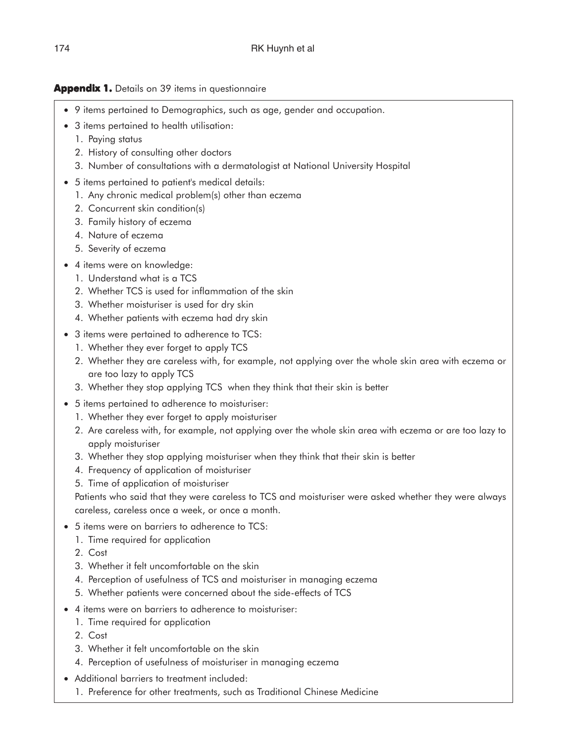**Appendix 1.** Details on 39 items in questionnaire

- 9 items pertained to Demographics, such as age, gender and occupation.
- 3 items pertained to health utilisation:
  1. Paying status
  2. History of consulting other doctors
  3. Number of consultations with a dermatologist at National University Hospital
- 5 items pertained to patient's medical details:
  1. Any chronic medical problem(s) other than eczema
  2. Concurrent skin condition(s)
  3. Family history of eczema
  4. Nature of eczema
  5. Severity of eczema
- 4 items were on knowledge:
  1. Understand what is a TCS
  2. Whether TCS is used for inflammation of the skin
  3. Whether moisturiser is used for dry skin
  4. Whether patients with eczema had dry skin
- 3 items were pertained to adherence to TCS:
  1. Whether they ever forget to apply TCS
  2. Whether they are careless with, for example, not applying over the whole skin area with eczema or are too lazy to apply TCS
  3. Whether they stop applying TCS when they think that their skin is better
- 5 items pertained to adherence to moisturiser:
  1. Whether they ever forget to apply moisturiser
  2. Are careless with, for example, not applying over the whole skin area with eczema or are too lazy to apply moisturiser
  3. Whether they stop applying moisturiser when they think that their skin is better
  4. Frequency of application of moisturiser
  5. Time of application of moisturiser

  Patients who said that they were careless to TCS and moisturiser were asked whether they were always careless, careless once a week, or once a month.
- 5 items were on barriers to adherence to TCS:
  1. Time required for application
  2. Cost
  3. Whether it felt uncomfortable on the skin
  4. Perception of usefulness of TCS and moisturiser in managing eczema
  5. Whether patients were concerned about the side-effects of TCS
- 4 items were on barriers to adherence to moisturiser:
  1. Time required for application
  2. Cost
  3. Whether it felt uncomfortable on the skin
  4. Perception of usefulness of moisturiser in managing eczema
- Additional barriers to treatment included:
  1. Preference for other treatments, such as Traditional Chinese Medicine